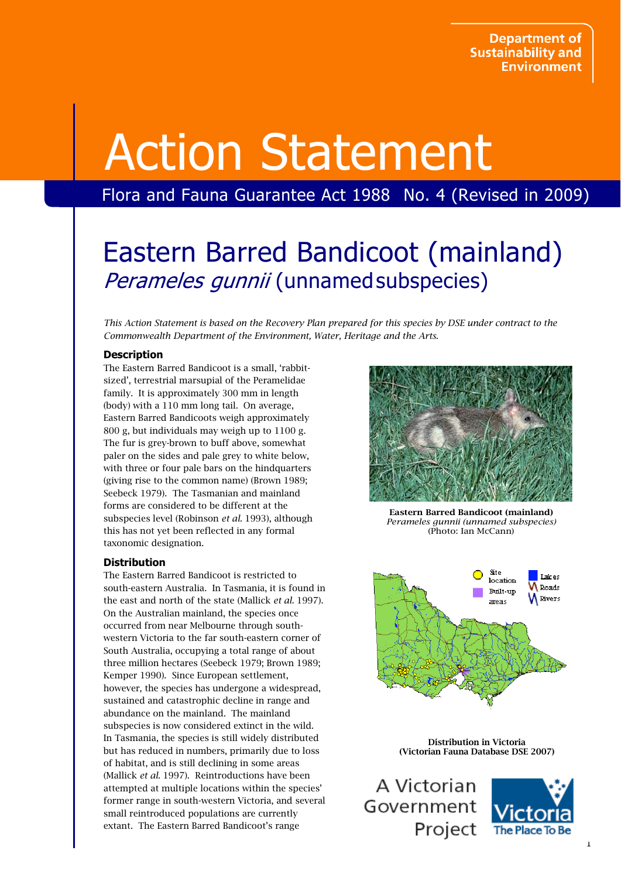Department of Sustainability and Environment

# Action Statement

Flora and Fauna Guarantee Act 1988 No. 4 (Revised in 2009)

## Eastern Barred Bandicoot (mainland)

*Perameles gunnii* (unnamed subspecies)

*This Action Statement is based on the Recovery Plan prepared for this species by DSE under contract to the Commonwealth Department of the Environment, Water, Heritage and the Arts.*

### Description

The Eastern Barred Bandicoot is a small, 'rabbit-sized', terrestrial marsupial of the Peramelidae family. It is approximately 300 mm in length (body) with a 110 mm long tail. On average, Eastern Barred Bandicoots weigh approximately 800 g, but individuals may weigh up to 1100 g. The fur is grey-brown to buff above, somewhat paler on the sides and pale grey to white below, with three or four pale bars on the hindquarters (giving rise to the common name) (Brown 1989; Seebeck 1979). The Tasmanian and mainland forms are considered to be different at the subspecies level (Robinson *et al.* 1993), although this has not yet been reflected in any formal taxonomic designation.

**Eastern Barred Bandicoot (mainland)**
*Perameles gunnii (unnamed subspecies)*
(Photo: Ian McCann)

### Distribution

The Eastern Barred Bandicoot is restricted to south-eastern Australia. In Tasmania, it is found in the east and north of the state (Mallick *et al.* 1997). On the Australian mainland, the species once occurred from near Melbourne through south-western Victoria to the far south-eastern corner of South Australia, occupying a total range of about three million hectares (Seebeck 1979; Brown 1989; Kemper 1990). Since European settlement, however, the species has undergone a widespread, sustained and catastrophic decline in range and abundance on the mainland. The mainland subspecies is now considered extinct in the wild. In Tasmania, the species is still widely distributed but has reduced in numbers, primarily due to loss of habitat, and is still declining in some areas (Mallick *et al.* 1997). Reintroductions have been attempted at multiple locations within the species' former range in south-western Victoria, and several small reintroduced populations are currently extant. The Eastern Barred Bandicoot's range

Site location | Built-up areas | Lakes | Roads | Rivers

**Distribution in Victoria**
**(Victorian Fauna Database DSE 2007)**

A Victorian Government Project

Victoria The Place To Be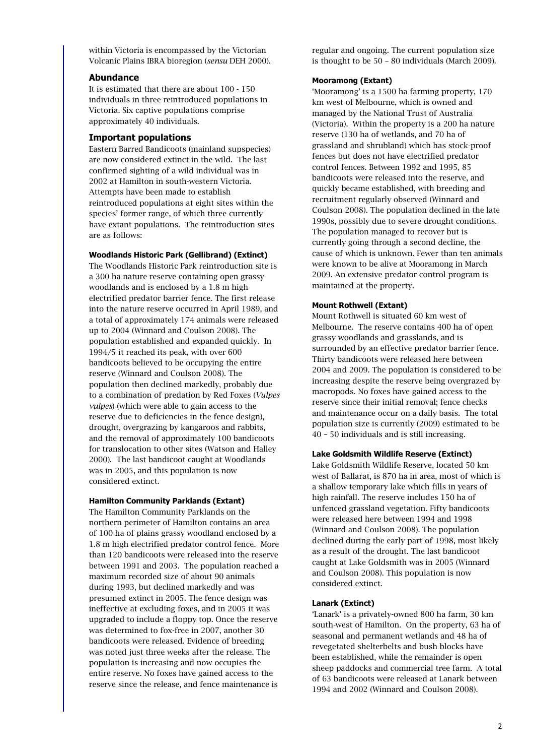within Victoria is encompassed by the Victorian Volcanic Plains IBRA bioregion (*sensu* DEH 2000).

### Abundance

It is estimated that there are about 100 - 150 individuals in three reintroduced populations in Victoria. Six captive populations comprise approximately 40 individuals.

### Important populations

Eastern Barred Bandicoots (mainland supspecies) are now considered extinct in the wild. The last confirmed sighting of a wild individual was in 2002 at Hamilton in south-western Victoria. Attempts have been made to establish reintroduced populations at eight sites within the species' former range, of which three currently have extant populations. The reintroduction sites are as follows:

#### Woodlands Historic Park (Gellibrand) (Extinct)

The Woodlands Historic Park reintroduction site is a 300 ha nature reserve containing open grassy woodlands and is enclosed by a 1.8 m high electrified predator barrier fence. The first release into the nature reserve occurred in April 1989, and a total of approximately 174 animals were released up to 2004 (Winnard and Coulson 2008). The population established and expanded quickly. In 1994/5 it reached its peak, with over 600 bandicoots believed to be occupying the entire reserve (Winnard and Coulson 2008). The population then declined markedly, probably due to a combination of predation by Red Foxes (*Vulpes vulpes*) (which were able to gain access to the reserve due to deficiencies in the fence design), drought, overgrazing by kangaroos and rabbits, and the removal of approximately 100 bandicoots for translocation to other sites (Watson and Halley 2000). The last bandicoot caught at Woodlands was in 2005, and this population is now considered extinct.

#### Hamilton Community Parklands (Extant)

The Hamilton Community Parklands on the northern perimeter of Hamilton contains an area of 100 ha of plains grassy woodland enclosed by a 1.8 m high electrified predator control fence. More than 120 bandicoots were released into the reserve between 1991 and 2003. The population reached a maximum recorded size of about 90 animals during 1993, but declined markedly and was presumed extinct in 2005. The fence design was ineffective at excluding foxes, and in 2005 it was upgraded to include a floppy top. Once the reserve was determined to fox-free in 2007, another 30 bandicoots were released. Evidence of breeding was noted just three weeks after the release. The population is increasing and now occupies the entire reserve. No foxes have gained access to the reserve since the release, and fence maintenance is regular and ongoing. The current population size is thought to be 50 – 80 individuals (March 2009).

#### Mooramong (Extant)

'Mooramong' is a 1500 ha farming property, 170 km west of Melbourne, which is owned and managed by the National Trust of Australia (Victoria). Within the property is a 200 ha nature reserve (130 ha of wetlands, and 70 ha of grassland and shrubland) which has stock-proof fences but does not have electrified predator control fences. Between 1992 and 1995, 85 bandicoots were released into the reserve, and quickly became established, with breeding and recruitment regularly observed (Winnard and Coulson 2008). The population declined in the late 1990s, possibly due to severe drought conditions. The population managed to recover but is currently going through a second decline, the cause of which is unknown. Fewer than ten animals were known to be alive at Mooramong in March 2009. An extensive predator control program is maintained at the property.

#### Mount Rothwell (Extant)

Mount Rothwell is situated 60 km west of Melbourne. The reserve contains 400 ha of open grassy woodlands and grasslands, and is surrounded by an effective predator barrier fence. Thirty bandicoots were released here between 2004 and 2009. The population is considered to be increasing despite the reserve being overgrazed by macropods. No foxes have gained access to the reserve since their initial removal; fence checks and maintenance occur on a daily basis. The total population size is currently (2009) estimated to be 40 – 50 individuals and is still increasing.

#### Lake Goldsmith Wildlife Reserve (Extinct)

Lake Goldsmith Wildlife Reserve, located 50 km west of Ballarat, is 870 ha in area, most of which is a shallow temporary lake which fills in years of high rainfall. The reserve includes 150 ha of unfenced grassland vegetation. Fifty bandicoots were released here between 1994 and 1998 (Winnard and Coulson 2008). The population declined during the early part of 1998, most likely as a result of the drought. The last bandicoot caught at Lake Goldsmith was in 2005 (Winnard and Coulson 2008). This population is now considered extinct.

#### Lanark (Extinct)

'Lanark' is a privately-owned 800 ha farm, 30 km south-west of Hamilton. On the property, 63 ha of seasonal and permanent wetlands and 48 ha of revegetated shelterbelts and bush blocks have been established, while the remainder is open sheep paddocks and commercial tree farm. A total of 63 bandicoots were released at Lanark between 1994 and 2002 (Winnard and Coulson 2008).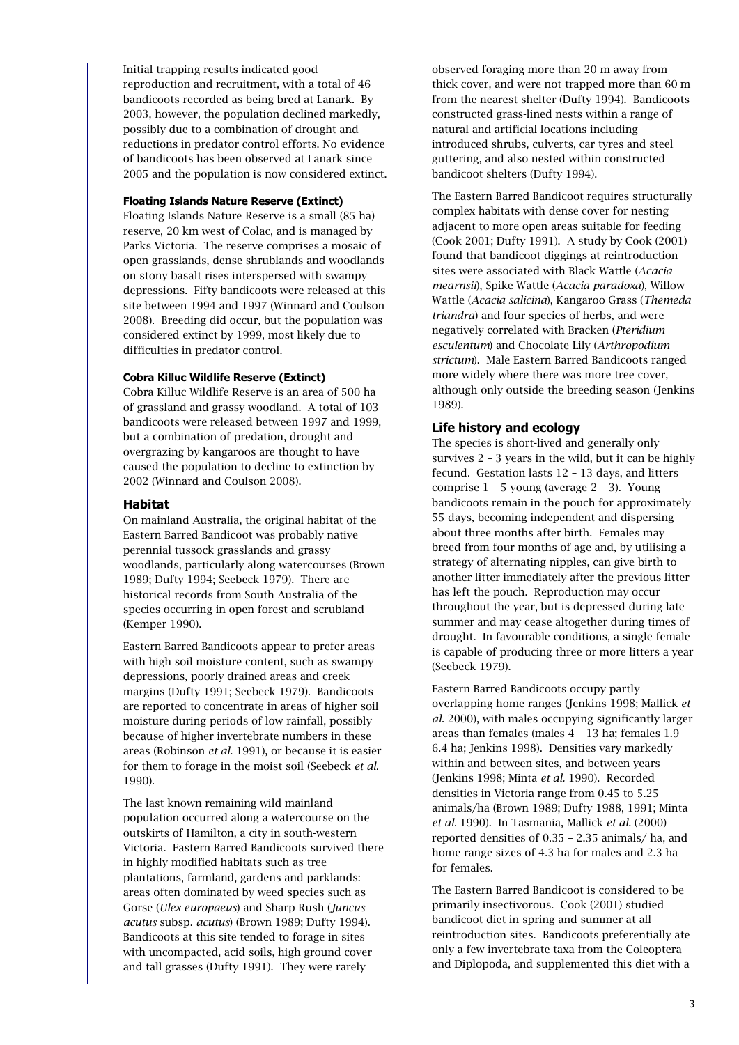Initial trapping results indicated good reproduction and recruitment, with a total of 46 bandicoots recorded as being bred at Lanark. By 2003, however, the population declined markedly, possibly due to a combination of drought and reductions in predator control efforts. No evidence of bandicoots has been observed at Lanark since 2005 and the population is now considered extinct.

#### Floating Islands Nature Reserve (Extinct)

Floating Islands Nature Reserve is a small (85 ha) reserve, 20 km west of Colac, and is managed by Parks Victoria. The reserve comprises a mosaic of open grasslands, dense shrublands and woodlands on stony basalt rises interspersed with swampy depressions. Fifty bandicoots were released at this site between 1994 and 1997 (Winnard and Coulson 2008). Breeding did occur, but the population was considered extinct by 1999, most likely due to difficulties in predator control.

#### Cobra Killuc Wildlife Reserve (Extinct)

Cobra Killuc Wildlife Reserve is an area of 500 ha of grassland and grassy woodland. A total of 103 bandicoots were released between 1997 and 1999, but a combination of predation, drought and overgrazing by kangaroos are thought to have caused the population to decline to extinction by 2002 (Winnard and Coulson 2008).

### Habitat

On mainland Australia, the original habitat of the Eastern Barred Bandicoot was probably native perennial tussock grasslands and grassy woodlands, particularly along watercourses (Brown 1989; Dufty 1994; Seebeck 1979). There are historical records from South Australia of the species occurring in open forest and scrubland (Kemper 1990).

Eastern Barred Bandicoots appear to prefer areas with high soil moisture content, such as swampy depressions, poorly drained areas and creek margins (Dufty 1991; Seebeck 1979). Bandicoots are reported to concentrate in areas of higher soil moisture during periods of low rainfall, possibly because of higher invertebrate numbers in these areas (Robinson *et al.* 1991), or because it is easier for them to forage in the moist soil (Seebeck *et al.* 1990).

The last known remaining wild mainland population occurred along a watercourse on the outskirts of Hamilton, a city in south-western Victoria. Eastern Barred Bandicoots survived there in highly modified habitats such as tree plantations, farmland, gardens and parklands: areas often dominated by weed species such as Gorse (*Ulex europaeus*) and Sharp Rush (*Juncus acutus* subsp. *acutus*) (Brown 1989; Dufty 1994). Bandicoots at this site tended to forage in sites with uncompacted, acid soils, high ground cover and tall grasses (Dufty 1991). They were rarely observed foraging more than 20 m away from thick cover, and were not trapped more than 60 m from the nearest shelter (Dufty 1994). Bandicoots constructed grass-lined nests within a range of natural and artificial locations including introduced shrubs, culverts, car tyres and steel guttering, and also nested within constructed bandicoot shelters (Dufty 1994).

The Eastern Barred Bandicoot requires structurally complex habitats with dense cover for nesting adjacent to more open areas suitable for feeding (Cook 2001; Dufty 1991). A study by Cook (2001) found that bandicoot diggings at reintroduction sites were associated with Black Wattle (*Acacia mearnsii*), Spike Wattle (*Acacia paradoxa*), Willow Wattle (*Acacia salicina*), Kangaroo Grass (*Themeda triandra*) and four species of herbs, and were negatively correlated with Bracken (*Pteridium esculentum*) and Chocolate Lily (*Arthropodium strictum*). Male Eastern Barred Bandicoots ranged more widely where there was more tree cover, although only outside the breeding season (Jenkins 1989).

### Life history and ecology

The species is short-lived and generally only survives 2 – 3 years in the wild, but it can be highly fecund. Gestation lasts 12 – 13 days, and litters comprise 1 – 5 young (average 2 – 3). Young bandicoots remain in the pouch for approximately 55 days, becoming independent and dispersing about three months after birth. Females may breed from four months of age and, by utilising a strategy of alternating nipples, can give birth to another litter immediately after the previous litter has left the pouch. Reproduction may occur throughout the year, but is depressed during late summer and may cease altogether during times of drought. In favourable conditions, a single female is capable of producing three or more litters a year (Seebeck 1979).

Eastern Barred Bandicoots occupy partly overlapping home ranges (Jenkins 1998; Mallick *et al.* 2000), with males occupying significantly larger areas than females (males 4 – 13 ha; females 1.9 – 6.4 ha; Jenkins 1998). Densities vary markedly within and between sites, and between years (Jenkins 1998; Minta *et al.* 1990). Recorded densities in Victoria range from 0.45 to 5.25 animals/ha (Brown 1989; Dufty 1988, 1991; Minta *et al.* 1990). In Tasmania, Mallick *et al.* (2000) reported densities of 0.35 – 2.35 animals/ ha, and home range sizes of 4.3 ha for males and 2.3 ha for females.

The Eastern Barred Bandicoot is considered to be primarily insectivorous. Cook (2001) studied bandicoot diet in spring and summer at all reintroduction sites. Bandicoots preferentially ate only a few invertebrate taxa from the Coleoptera and Diplopoda, and supplemented this diet with a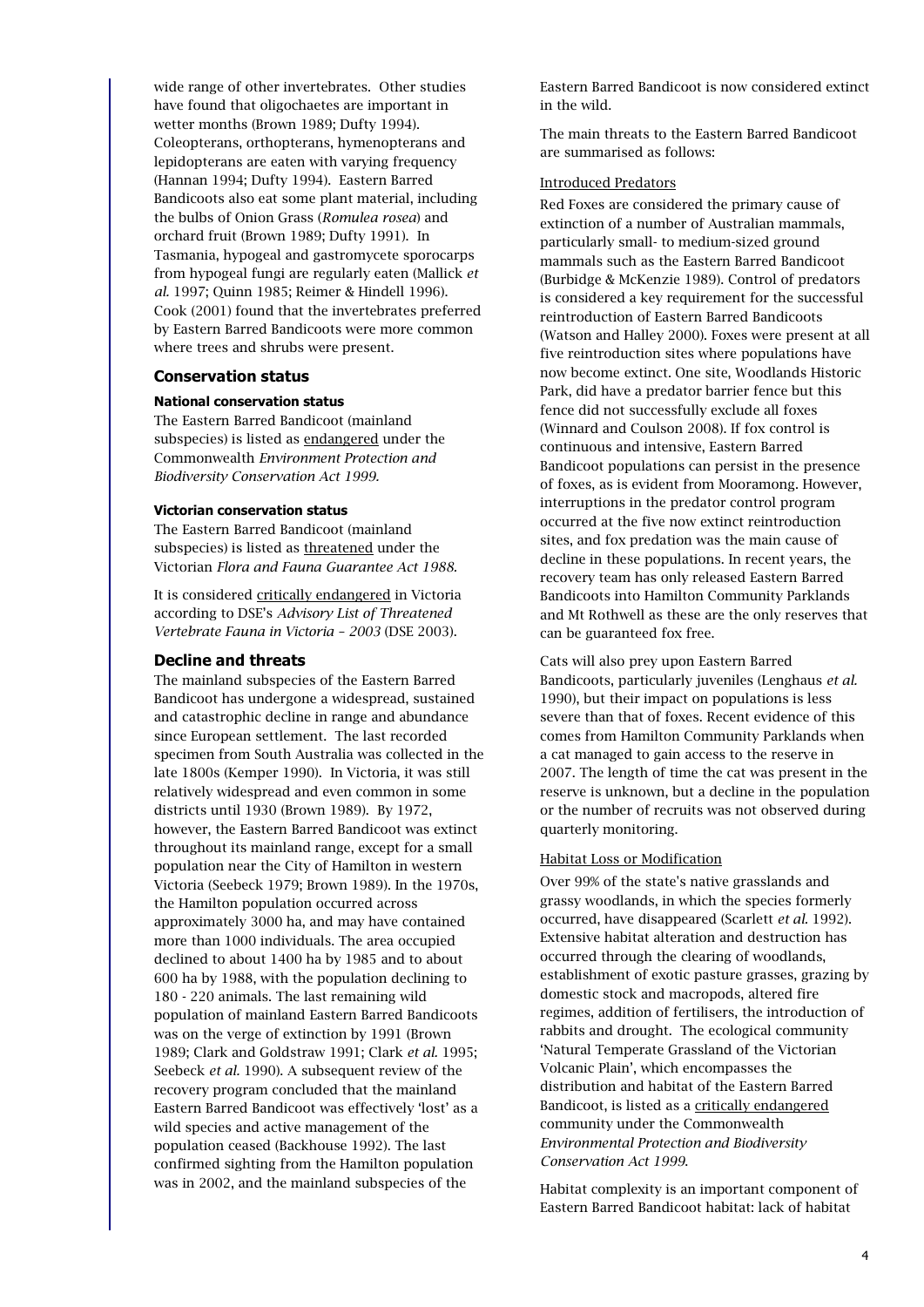wide range of other invertebrates. Other studies have found that oligochaetes are important in wetter months (Brown 1989; Dufty 1994). Coleopterans, orthopterans, hymenopterans and lepidopterans are eaten with varying frequency (Hannan 1994; Dufty 1994). Eastern Barred Bandicoots also eat some plant material, including the bulbs of Onion Grass (*Romulea rosea*) and orchard fruit (Brown 1989; Dufty 1991). In Tasmania, hypogeal and gastromycete sporocarps from hypogeal fungi are regularly eaten (Mallick *et al.* 1997; Quinn 1985; Reimer & Hindell 1996). Cook (2001) found that the invertebrates preferred by Eastern Barred Bandicoots were more common where trees and shrubs were present.

## Conservation status

### National conservation status

The Eastern Barred Bandicoot (mainland subspecies) is listed as endangered under the Commonwealth *Environment Protection and Biodiversity Conservation Act 1999.*

### Victorian conservation status

The Eastern Barred Bandicoot (mainland subspecies) is listed as threatened under the Victorian *Flora and Fauna Guarantee Act 1988.*

It is considered critically endangered in Victoria according to DSE's *Advisory List of Threatened Vertebrate Fauna in Victoria – 2003* (DSE 2003).

## Decline and threats

The mainland subspecies of the Eastern Barred Bandicoot has undergone a widespread, sustained and catastrophic decline in range and abundance since European settlement. The last recorded specimen from South Australia was collected in the late 1800s (Kemper 1990). In Victoria, it was still relatively widespread and even common in some districts until 1930 (Brown 1989). By 1972, however, the Eastern Barred Bandicoot was extinct throughout its mainland range, except for a small population near the City of Hamilton in western Victoria (Seebeck 1979; Brown 1989). In the 1970s, the Hamilton population occurred across approximately 3000 ha, and may have contained more than 1000 individuals. The area occupied declined to about 1400 ha by 1985 and to about 600 ha by 1988, with the population declining to 180 - 220 animals. The last remaining wild population of mainland Eastern Barred Bandicoots was on the verge of extinction by 1991 (Brown 1989; Clark and Goldstraw 1991; Clark *et al.* 1995; Seebeck *et al.* 1990). A subsequent review of the recovery program concluded that the mainland Eastern Barred Bandicoot was effectively 'lost' as a wild species and active management of the population ceased (Backhouse 1992). The last confirmed sighting from the Hamilton population was in 2002, and the mainland subspecies of the Eastern Barred Bandicoot is now considered extinct in the wild.

The main threats to the Eastern Barred Bandicoot are summarised as follows:

Introduced Predators

Red Foxes are considered the primary cause of extinction of a number of Australian mammals, particularly small- to medium-sized ground mammals such as the Eastern Barred Bandicoot (Burbidge & McKenzie 1989). Control of predators is considered a key requirement for the successful reintroduction of Eastern Barred Bandicoots (Watson and Halley 2000). Foxes were present at all five reintroduction sites where populations have now become extinct. One site, Woodlands Historic Park, did have a predator barrier fence but this fence did not successfully exclude all foxes (Winnard and Coulson 2008). If fox control is continuous and intensive, Eastern Barred Bandicoot populations can persist in the presence of foxes, as is evident from Mooramong. However, interruptions in the predator control program occurred at the five now extinct reintroduction sites, and fox predation was the main cause of decline in these populations. In recent years, the recovery team has only released Eastern Barred Bandicoots into Hamilton Community Parklands and Mt Rothwell as these are the only reserves that can be guaranteed fox free.

Cats will also prey upon Eastern Barred Bandicoots, particularly juveniles (Lenghaus *et al.* 1990), but their impact on populations is less severe than that of foxes. Recent evidence of this comes from Hamilton Community Parklands when a cat managed to gain access to the reserve in 2007. The length of time the cat was present in the reserve is unknown, but a decline in the population or the number of recruits was not observed during quarterly monitoring.

Habitat Loss or Modification

Over 99% of the state's native grasslands and grassy woodlands, in which the species formerly occurred, have disappeared (Scarlett *et al.* 1992). Extensive habitat alteration and destruction has occurred through the clearing of woodlands, establishment of exotic pasture grasses, grazing by domestic stock and macropods, altered fire regimes, addition of fertilisers, the introduction of rabbits and drought. The ecological community 'Natural Temperate Grassland of the Victorian Volcanic Plain', which encompasses the distribution and habitat of the Eastern Barred Bandicoot, is listed as a critically endangered community under the Commonwealth *Environmental Protection and Biodiversity Conservation Act 1999.*

Habitat complexity is an important component of Eastern Barred Bandicoot habitat: lack of habitat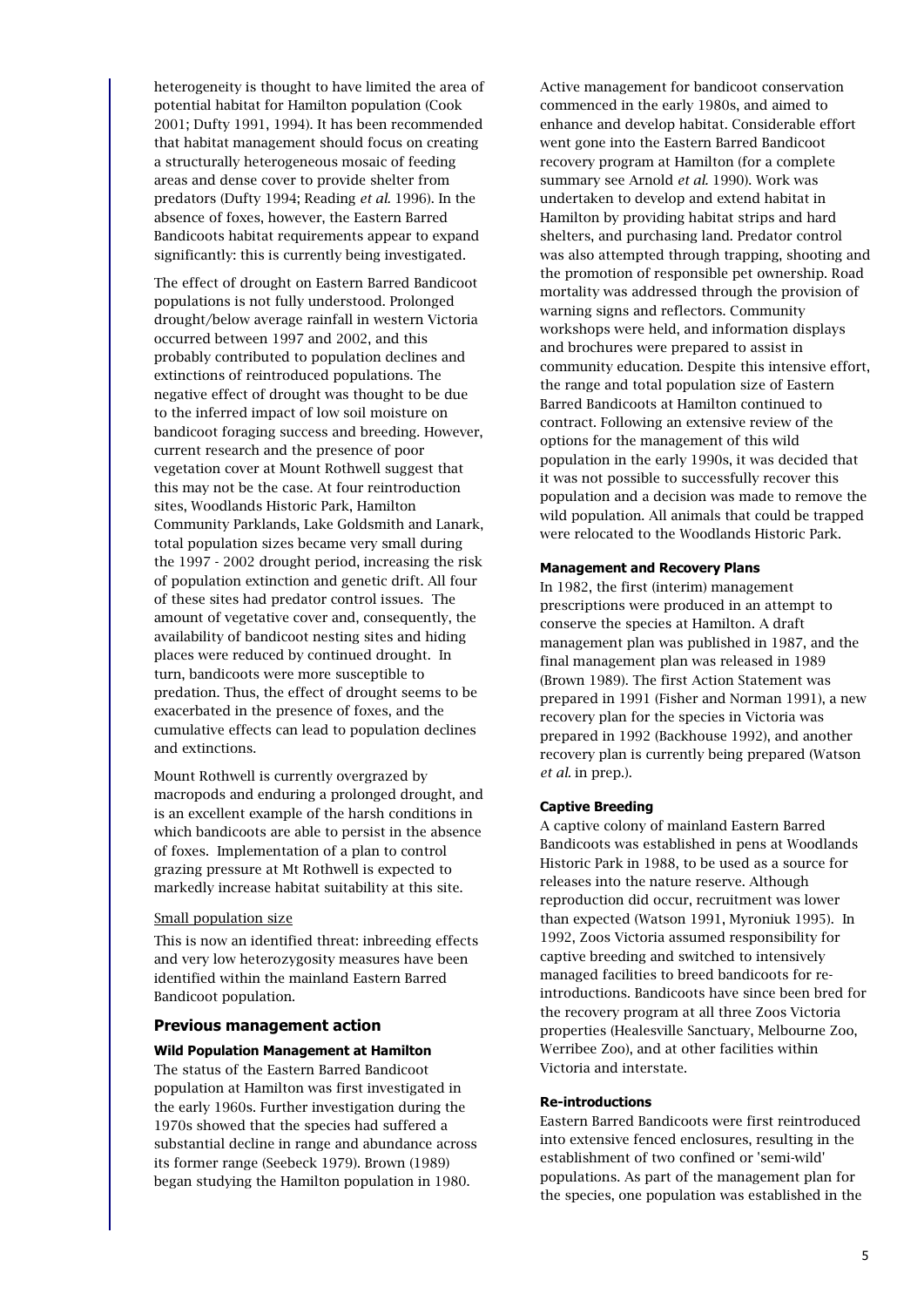heterogeneity is thought to have limited the area of potential habitat for Hamilton population (Cook 2001; Dufty 1991, 1994). It has been recommended that habitat management should focus on creating a structurally heterogeneous mosaic of feeding areas and dense cover to provide shelter from predators (Dufty 1994; Reading *et al.* 1996). In the absence of foxes, however, the Eastern Barred Bandicoots habitat requirements appear to expand significantly: this is currently being investigated.

The effect of drought on Eastern Barred Bandicoot populations is not fully understood. Prolonged drought/below average rainfall in western Victoria occurred between 1997 and 2002, and this probably contributed to population declines and extinctions of reintroduced populations. The negative effect of drought was thought to be due to the inferred impact of low soil moisture on bandicoot foraging success and breeding. However, current research and the presence of poor vegetation cover at Mount Rothwell suggest that this may not be the case. At four reintroduction sites, Woodlands Historic Park, Hamilton Community Parklands, Lake Goldsmith and Lanark, total population sizes became very small during the 1997 - 2002 drought period, increasing the risk of population extinction and genetic drift. All four of these sites had predator control issues. The amount of vegetative cover and, consequently, the availability of bandicoot nesting sites and hiding places were reduced by continued drought. In turn, bandicoots were more susceptible to predation. Thus, the effect of drought seems to be exacerbated in the presence of foxes, and the cumulative effects can lead to population declines and extinctions.

Mount Rothwell is currently overgrazed by macropods and enduring a prolonged drought, and is an excellent example of the harsh conditions in which bandicoots are able to persist in the absence of foxes. Implementation of a plan to control grazing pressure at Mt Rothwell is expected to markedly increase habitat suitability at this site.

Small population size

This is now an identified threat: inbreeding effects and very low heterozygosity measures have been identified within the mainland Eastern Barred Bandicoot population.

## Previous management action

### Wild Population Management at Hamilton

The status of the Eastern Barred Bandicoot population at Hamilton was first investigated in the early 1960s. Further investigation during the 1970s showed that the species had suffered a substantial decline in range and abundance across its former range (Seebeck 1979). Brown (1989) began studying the Hamilton population in 1980.

Active management for bandicoot conservation commenced in the early 1980s, and aimed to enhance and develop habitat. Considerable effort went gone into the Eastern Barred Bandicoot recovery program at Hamilton (for a complete summary see Arnold *et al.* 1990). Work was undertaken to develop and extend habitat in Hamilton by providing habitat strips and hard shelters, and purchasing land. Predator control was also attempted through trapping, shooting and the promotion of responsible pet ownership. Road mortality was addressed through the provision of warning signs and reflectors. Community workshops were held, and information displays and brochures were prepared to assist in community education. Despite this intensive effort, the range and total population size of Eastern Barred Bandicoots at Hamilton continued to contract. Following an extensive review of the options for the management of this wild population in the early 1990s, it was decided that it was not possible to successfully recover this population and a decision was made to remove the wild population. All animals that could be trapped were relocated to the Woodlands Historic Park.

### Management and Recovery Plans

In 1982, the first (interim) management prescriptions were produced in an attempt to conserve the species at Hamilton. A draft management plan was published in 1987, and the final management plan was released in 1989 (Brown 1989). The first Action Statement was prepared in 1991 (Fisher and Norman 1991), a new recovery plan for the species in Victoria was prepared in 1992 (Backhouse 1992), and another recovery plan is currently being prepared (Watson *et al.* in prep.).

### Captive Breeding

A captive colony of mainland Eastern Barred Bandicoots was established in pens at Woodlands Historic Park in 1988, to be used as a source for releases into the nature reserve. Although reproduction did occur, recruitment was lower than expected (Watson 1991, Myroniuk 1995). In 1992, Zoos Victoria assumed responsibility for captive breeding and switched to intensively managed facilities to breed bandicoots for re-introductions. Bandicoots have since been bred for the recovery program at all three Zoos Victoria properties (Healesville Sanctuary, Melbourne Zoo, Werribee Zoo), and at other facilities within Victoria and interstate.

### Re-introductions

Eastern Barred Bandicoots were first reintroduced into extensive fenced enclosures, resulting in the establishment of two confined or 'semi-wild' populations. As part of the management plan for the species, one population was established in the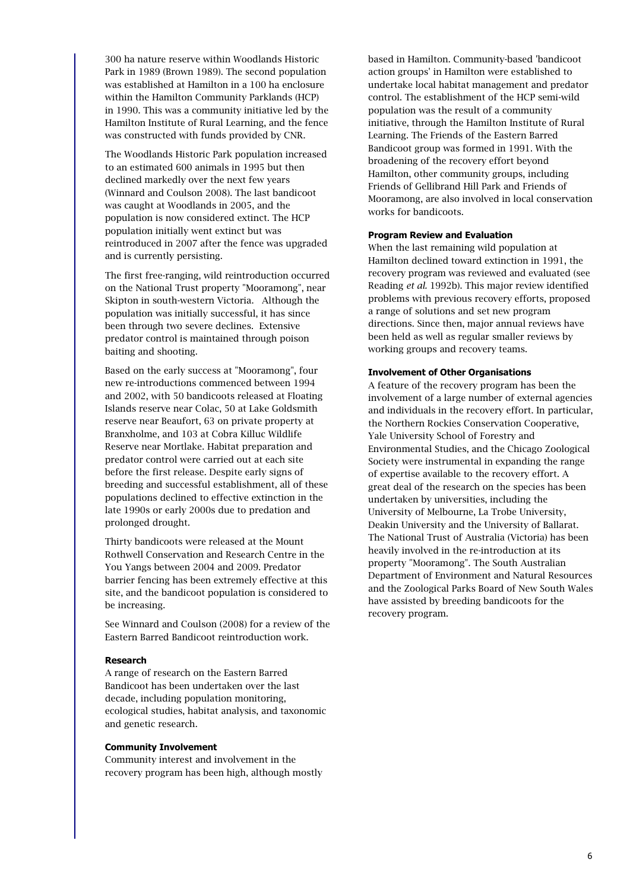300 ha nature reserve within Woodlands Historic Park in 1989 (Brown 1989). The second population was established at Hamilton in a 100 ha enclosure within the Hamilton Community Parklands (HCP) in 1990. This was a community initiative led by the Hamilton Institute of Rural Learning, and the fence was constructed with funds provided by CNR.

The Woodlands Historic Park population increased to an estimated 600 animals in 1995 but then declined markedly over the next few years (Winnard and Coulson 2008). The last bandicoot was caught at Woodlands in 2005, and the population is now considered extinct. The HCP population initially went extinct but was reintroduced in 2007 after the fence was upgraded and is currently persisting.

The first free-ranging, wild reintroduction occurred on the National Trust property "Mooramong", near Skipton in south-western Victoria. Although the population was initially successful, it has since been through two severe declines. Extensive predator control is maintained through poison baiting and shooting.

Based on the early success at "Mooramong", four new re-introductions commenced between 1994 and 2002, with 50 bandicoots released at Floating Islands reserve near Colac, 50 at Lake Goldsmith reserve near Beaufort, 63 on private property at Branxholme, and 103 at Cobra Killuc Wildlife Reserve near Mortlake. Habitat preparation and predator control were carried out at each site before the first release. Despite early signs of breeding and successful establishment, all of these populations declined to effective extinction in the late 1990s or early 2000s due to predation and prolonged drought.

Thirty bandicoots were released at the Mount Rothwell Conservation and Research Centre in the You Yangs between 2004 and 2009. Predator barrier fencing has been extremely effective at this site, and the bandicoot population is considered to be increasing.

See Winnard and Coulson (2008) for a review of the Eastern Barred Bandicoot reintroduction work.

**Research**

A range of research on the Eastern Barred Bandicoot has been undertaken over the last decade, including population monitoring, ecological studies, habitat analysis, and taxonomic and genetic research.

**Community Involvement**

Community interest and involvement in the recovery program has been high, although mostly based in Hamilton. Community-based 'bandicoot action groups' in Hamilton were established to undertake local habitat management and predator control. The establishment of the HCP semi-wild population was the result of a community initiative, through the Hamilton Institute of Rural Learning. The Friends of the Eastern Barred Bandicoot group was formed in 1991. With the broadening of the recovery effort beyond Hamilton, other community groups, including Friends of Gellibrand Hill Park and Friends of Mooramong, are also involved in local conservation works for bandicoots.

**Program Review and Evaluation**

When the last remaining wild population at Hamilton declined toward extinction in 1991, the recovery program was reviewed and evaluated (see Reading *et al.* 1992b). This major review identified problems with previous recovery efforts, proposed a range of solutions and set new program directions. Since then, major annual reviews have been held as well as regular smaller reviews by working groups and recovery teams.

**Involvement of Other Organisations**

A feature of the recovery program has been the involvement of a large number of external agencies and individuals in the recovery effort. In particular, the Northern Rockies Conservation Cooperative, Yale University School of Forestry and Environmental Studies, and the Chicago Zoological Society were instrumental in expanding the range of expertise available to the recovery effort. A great deal of the research on the species has been undertaken by universities, including the University of Melbourne, La Trobe University, Deakin University and the University of Ballarat. The National Trust of Australia (Victoria) has been heavily involved in the re-introduction at its property "Mooramong". The South Australian Department of Environment and Natural Resources and the Zoological Parks Board of New South Wales have assisted by breeding bandicoots for the recovery program.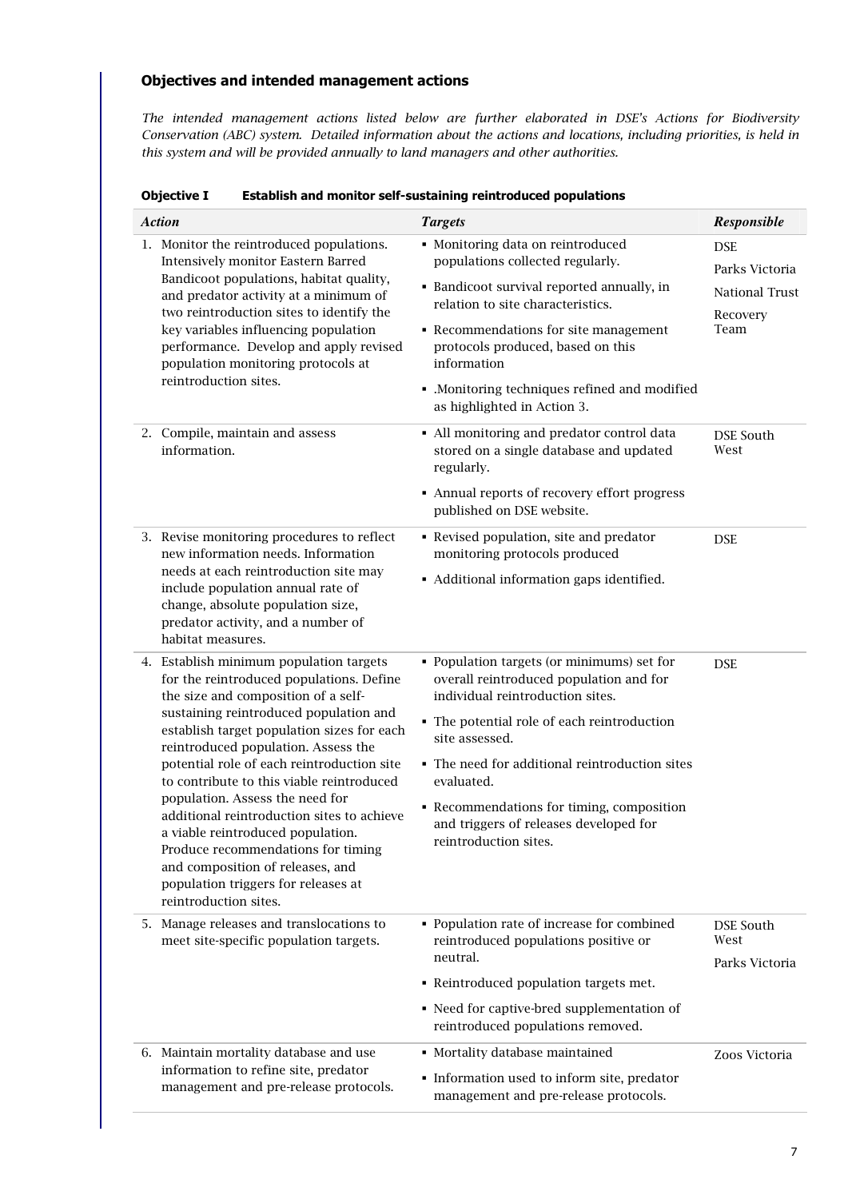## Objectives and intended management actions

*The intended management actions listed below are further elaborated in DSE's Actions for Biodiversity Conservation (ABC) system. Detailed information about the actions and locations, including priorities, is held in this system and will be provided annually to land managers and other authorities.*

**Objective I Establish and monitor self-sustaining reintroduced populations**

| *Action* | *Targets* | *Responsible* |
|---|---|---|
| 1. Monitor the reintroduced populations. Intensively monitor Eastern Barred Bandicoot populations, habitat quality, and predator activity at a minimum of two reintroduction sites to identify the key variables influencing population performance. Develop and apply revised population monitoring protocols at reintroduction sites. | ▪ Monitoring data on reintroduced populations collected regularly.<br>▪ Bandicoot survival reported annually, in relation to site characteristics.<br>▪ Recommendations for site management protocols produced, based on this information<br>▪ .Monitoring techniques refined and modified as highlighted in Action 3. | DSE<br>Parks Victoria<br>National Trust<br>Recovery Team |
| 2. Compile, maintain and assess information. | ▪ All monitoring and predator control data stored on a single database and updated regularly.<br>▪ Annual reports of recovery effort progress published on DSE website. | DSE South West |
| 3. Revise monitoring procedures to reflect new information needs. Information needs at each reintroduction site may include population annual rate of change, absolute population size, predator activity, and a number of habitat measures. | ▪ Revised population, site and predator monitoring protocols produced<br>▪ Additional information gaps identified. | DSE |
| 4. Establish minimum population targets for the reintroduced populations. Define the size and composition of a self-sustaining reintroduced population and establish target population sizes for each reintroduced population. Assess the potential role of each reintroduction site to contribute to this viable reintroduced population. Assess the need for additional reintroduction sites to achieve a viable reintroduced population. Produce recommendations for timing and composition of releases, and population triggers for releases at reintroduction sites. | ▪ Population targets (or minimums) set for overall reintroduced population and for individual reintroduction sites.<br>▪ The potential role of each reintroduction site assessed.<br>▪ The need for additional reintroduction sites evaluated.<br>▪ Recommendations for timing, composition and triggers of releases developed for reintroduction sites. | DSE |
| 5. Manage releases and translocations to meet site-specific population targets. | ▪ Population rate of increase for combined reintroduced populations positive or neutral.<br>▪ Reintroduced population targets met.<br>▪ Need for captive-bred supplementation of reintroduced populations removed. | DSE South West<br>Parks Victoria |
| 6. Maintain mortality database and use information to refine site, predator management and pre-release protocols. | ▪ Mortality database maintained<br>▪ Information used to inform site, predator management and pre-release protocols. | Zoos Victoria |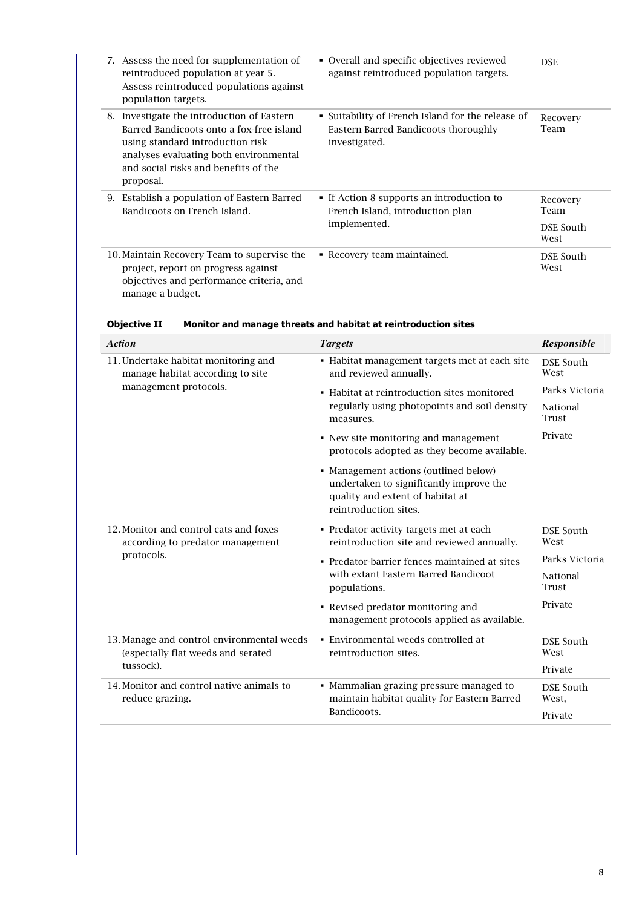| Action | Targets | Responsible |
|---|---|---|
| 7. Assess the need for supplementation of reintroduced population at year 5. Assess reintroduced populations against population targets. | ▪ Overall and specific objectives reviewed against reintroduced population targets. | DSE |
| 8. Investigate the introduction of Eastern Barred Bandicoots onto a fox-free island using standard introduction risk analyses evaluating both environmental and social risks and benefits of the proposal. | ▪ Suitability of French Island for the release of Eastern Barred Bandicoots thoroughly investigated. | Recovery Team |
| 9. Establish a population of Eastern Barred Bandicoots on French Island. | ▪ If Action 8 supports an introduction to French Island, introduction plan implemented. | Recovery Team<br>DSE South West |
| 10. Maintain Recovery Team to supervise the project, report on progress against objectives and performance criteria, and manage a budget. | ▪ Recovery team maintained. | DSE South West |

**Objective II Monitor and manage threats and habitat at reintroduction sites**

| *Action* | *Targets* | ***Responsible*** |
|---|---|---|
| 11. Undertake habitat monitoring and manage habitat according to site management protocols. | ▪ Habitat management targets met at each site and reviewed annually.<br>▪ Habitat at reintroduction sites monitored regularly using photopoints and soil density measures.<br>▪ New site monitoring and management protocols adopted as they become available.<br>▪ Management actions (outlined below) undertaken to significantly improve the quality and extent of habitat at reintroduction sites. | DSE South West<br>Parks Victoria<br>National Trust<br>Private |
| 12. Monitor and control cats and foxes according to predator management protocols. | ▪ Predator activity targets met at each reintroduction site and reviewed annually.<br>▪ Predator-barrier fences maintained at sites with extant Eastern Barred Bandicoot populations.<br>▪ Revised predator monitoring and management protocols applied as available. | DSE South West<br>Parks Victoria<br>National Trust<br>Private |
| 13. Manage and control environmental weeds (especially flat weeds and serated tussock). | ▪ Environmental weeds controlled at reintroduction sites. | DSE South West<br>Private |
| 14. Monitor and control native animals to reduce grazing. | ▪ Mammalian grazing pressure managed to maintain habitat quality for Eastern Barred Bandicoots. | DSE South West,<br>Private |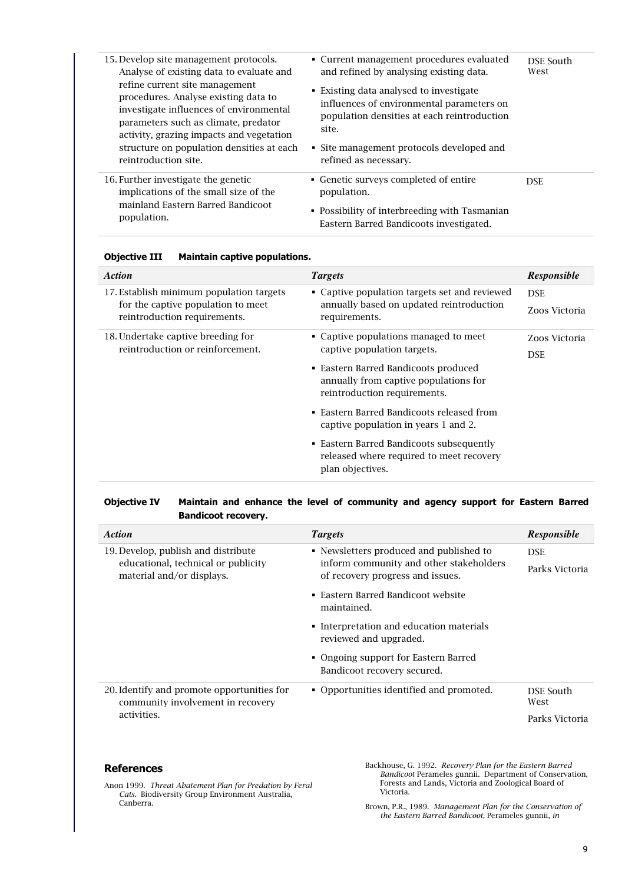| | | |
|---|---|---|
| 15. Develop site management protocols. Analyse of existing data to evaluate and refine current site management procedures. Analyse existing data to investigate influences of environmental parameters such as climate, predator activity, grazing impacts and vegetation structure on population densities at each reintroduction site. | ▪ Current management procedures evaluated and refined by analysing existing data.<br>▪ Existing data analysed to investigate influences of environmental parameters on population densities at each reintroduction site.<br>▪ Site management protocols developed and refined as necessary. | DSE South West |
| 16. Further investigate the genetic implications of the small size of the mainland Eastern Barred Bandicoot population. | ▪ Genetic surveys completed of entire population.<br>▪ Possibility of interbreeding with Tasmanian Eastern Barred Bandicoots investigated. | DSE |

**Objective III Maintain captive populations.**

| *Action* | *Targets* | *Responsible* |
|---|---|---|
| 17. Establish minimum population targets for the captive population to meet reintroduction requirements. | ▪ Captive population targets set and reviewed annually based on updated reintroduction requirements. | DSE<br>Zoos Victoria |
| 18. Undertake captive breeding for reintroduction or reinforcement. | ▪ Captive populations managed to meet captive population targets.<br>▪ Eastern Barred Bandicoots produced annually from captive populations for reintroduction requirements.<br>▪ Eastern Barred Bandicoots released from captive population in years 1 and 2.<br>▪ Eastern Barred Bandicoots subsequently released where required to meet recovery plan objectives. | Zoos Victoria<br>DSE |

**Objective IV Maintain and enhance the level of community and agency support for Eastern Barred Bandicoot recovery.**

| *Action* | *Targets* | *Responsible* |
|---|---|---|
| 19. Develop, publish and distribute educational, technical or publicity material and/or displays. | ▪ Newsletters produced and published to inform community and other stakeholders of recovery progress and issues.<br>▪ Eastern Barred Bandicoot website maintained.<br>▪ Interpretation and education materials reviewed and upgraded.<br>▪ Ongoing support for Eastern Barred Bandicoot recovery secured. | DSE<br>Parks Victoria |
| 20. Identify and promote opportunities for community involvement in recovery activities. | ▪ Opportunities identified and promoted. | DSE South West<br>Parks Victoria |

## References

Anon 1999. *Threat Abatement Plan for Predation by Feral Cats.* Biodiversity Group Environment Australia, Canberra.

Backhouse, G. 1992. *Recovery Plan for the Eastern Barred Bandicoot* Perameles gunnii. Department of Conservation, Forests and Lands, Victoria and Zoological Board of Victoria.

Brown, P.R., 1989. *Management Plan for the Conservation of the Eastern Barred Bandicoot,* Perameles gunnii, *in*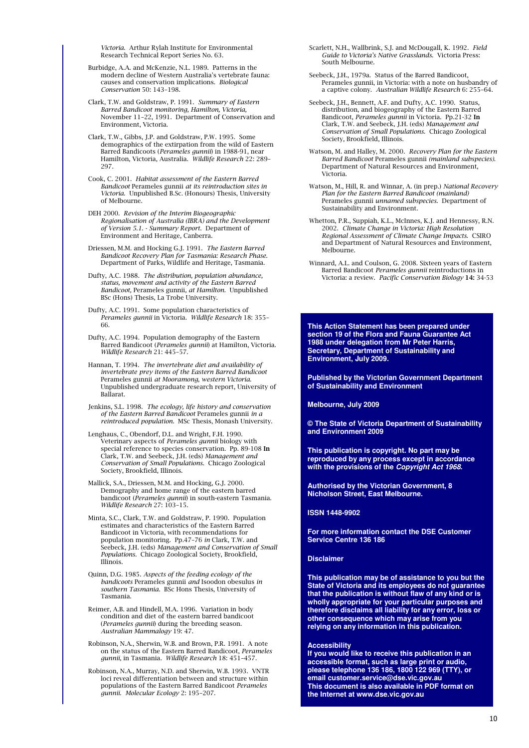*Victoria*. Arthur Rylah Institute for Environmental Research Technical Report Series No. 63.

Burbidge, A.A. and McKenzie, N.L. 1989. Patterns in the modern decline of Western Australia's vertebrate fauna: causes and conservation implications. *Biological Conservation* 50: 143–198.

Clark, T.W. and Goldstraw, P. 1991. *Summary of Eastern Barred Bandicoot monitoring, Hamilton, Victoria,* November 11–22, 1991. Department of Conservation and Environment, Victoria.

Clark, T.W., Gibbs, J.P. and Goldstraw, P.W. 1995. Some demographics of the extirpation from the wild of Eastern Barred Bandicoots (*Perameles gunnii*) in 1988-91, near Hamilton, Victoria, Australia. *Wildlife Research* 22: 289–297.

Cook, C. 2001. *Habitat assessment of the Eastern Barred Bandicoot* Perameles gunnii *at its reintroduction sites in Victoria.* Unpublished B.Sc. (Honours) Thesis, University of Melbourne.

DEH 2000. *Revision of the Interim Biogeographic Regionalisation of Australia (IBRA) and the Development of Version 5.1. - Summary Report.* Department of Environment and Heritage, Canberra.

Driessen, M.M. and Hocking G.J. 1991. *The Eastern Barred Bandicoot Recovery Plan for Tasmania: Research Phase.* Department of Parks, Wildlife and Heritage, Tasmania.

Dufty, A.C. 1988. *The distribution, population abundance, status, movement and activity of the Eastern Barred Bandicoot,* Perameles gunnii, *at Hamilton.* Unpublished BSc (Hons) Thesis, La Trobe University.

Dufty, A.C. 1991. Some population characteristics of *Perameles gunnii* in Victoria. *Wildlife Research* 18: 355–66.

Dufty, A.C. 1994. Population demography of the Eastern Barred Bandicoot (*Perameles gunnii*) at Hamilton, Victoria. *Wildlife Research* 21: 445–57.

Hannan, T. 1994. *The invertebrate diet and availability of invertebrate prey items of the Eastern Barred Bandicoot* Perameles gunnii *at Mooramong, western Victoria.* Unpublished undergraduate research report, University of Ballarat.

Jenkins, S.L. 1998. *The ecology, life history and conservation of the Eastern Barred Bandicoot* Perameles gunnii *in a reintroduced population.* MSc Thesis, Monash University.

Lenghaus, C., Obendorf, D.L. and Wright, F.H. 1990. Veterinary aspects of *Perameles gunnii* biology with special reference to species conservation. Pp. 89-108 **In** Clark, T.W. and Seebeck, J.H. (eds) *Management and Conservation of Small Populations.* Chicago Zoological Society, Brookfield, Illinois.

Mallick, S.A., Driessen, M.M. and Hocking, G.J. 2000. Demography and home range of the eastern barred bandicoot (*Perameles gunnii*) in south-eastern Tasmania. *Wildlife Research* 27: 103–15.

Minta, S.C., Clark, T.W. and Goldstraw, P. 1990. Population estimates and characteristics of the Eastern Barred Bandicoot in Victoria, with recommendations for population monitoring. Pp.47–76 *in* Clark, T.W. and Seebeck, J.H. (eds) *Management and Conservation of Small Populations.* Chicago Zoological Society, Brookfield, Illinois.

Quinn, D.G. 1985. *Aspects of the feeding ecology of the bandicoots* Perameles gunnii *and* Isoodon obesulus *in southern Tasmania.* BSc Hons Thesis, University of Tasmania.

Reimer, A.B. and Hindell, M.A. 1996. Variation in body condition and diet of the eastern barred bandicoot (*Perameles gunnii*) during the breeding season. *Australian Mammalogy* 19: 47.

Robinson, N.A., Sherwin, W.B. and Brown, P.R. 1991. A note on the status of the Eastern Barred Bandicoot, *Perameles gunnii*, in Tasmania. *Wildlife Research* 18: 451–457.

Robinson, N.A., Murray, N.D. and Sherwin, W.B. 1993. VNTR loci reveal differentiation between and structure within populations of the Eastern Barred Bandicoot *Perameles gunnii. Molecular Ecology* 2: 195–207.

Scarlett, N.H., Wallbrink, S.J. and McDougall, K. 1992. *Field Guide to Victoria's Native Grasslands.* Victoria Press: South Melbourne.

Seebeck, J.H., 1979a. Status of the Barred Bandicoot, Perameles gunnii, in Victoria: with a note on husbandry of a captive colony. *Australian Wildlife Research* 6: 255–64.

Seebeck, J.H., Bennett, A.F. and Dufty, A.C. 1990. Status, distribution, and biogeography of the Eastern Barred Bandicoot, *Perameles gunnii* in Victoria. Pp.21-32 **In** Clark, T.W. and Seebeck, J.H. (eds) *Management and Conservation of Small Populations.* Chicago Zoological Society, Brookfield, Illinois.

Watson, M. and Halley, M. 2000. *Recovery Plan for the Eastern Barred Bandicoot* Perameles gunnii *(mainland subspecies).* Department of Natural Resources and Environment, Victoria.

Watson, M., Hill, R. and Winnar, A. (in prep.) *National Recovery Plan for the Eastern Barred Bandicoot (mainland)* Perameles gunnii *unnamed subspecies.* Department of Sustainability and Environment.

Whetton, P.R., Suppiah, K.L., McInnes, K.J. and Hennessy, R.N. 2002. *Climate Change in Victoria: High Resolution Regional Assessment of Climate Change Impacts.* CSIRO and Department of Natural Resources and Environment, Melbourne.

Winnard, A.L. and Coulson, G. 2008. Sixteen years of Eastern Barred Bandicoot *Perameles gunnii* reintroductions in Victoria: a review. *Pacific Conservation Biology* **14:** 34-53

**This Action Statement has been prepared under section 19 of the Flora and Fauna Guarantee Act 1988 under delegation from Mr Peter Harris, Secretary, Department of Sustainability and Environment, July 2009.**

**Published by the Victorian Government Department of Sustainability and Environment**

**Melbourne, July 2009**

**© The State of Victoria Department of Sustainability and Environment 2009**

**This publication is copyright. No part may be reproduced by any process except in accordance with the provisions of the *Copyright Act 1968*.**

**Authorised by the Victorian Government, 8 Nicholson Street, East Melbourne.**

**ISSN 1448-9902**

**For more information contact the DSE Customer Service Centre 136 186**

**Disclaimer**

**This publication may be of assistance to you but the State of Victoria and its employees do not guarantee that the publication is without flaw of any kind or is wholly appropriate for your particular purposes and therefore disclaims all liability for any error, loss or other consequence which may arise from you relying on any information in this publication.**

**Accessibility**
**If you would like to receive this publication in an accessible format, such as large print or audio, please telephone 136 186, 1800 122 969 (TTY), or email customer.service@dse.vic.gov.au**
**This document is also available in PDF format on the Internet at www.dse.vic.gov.au**